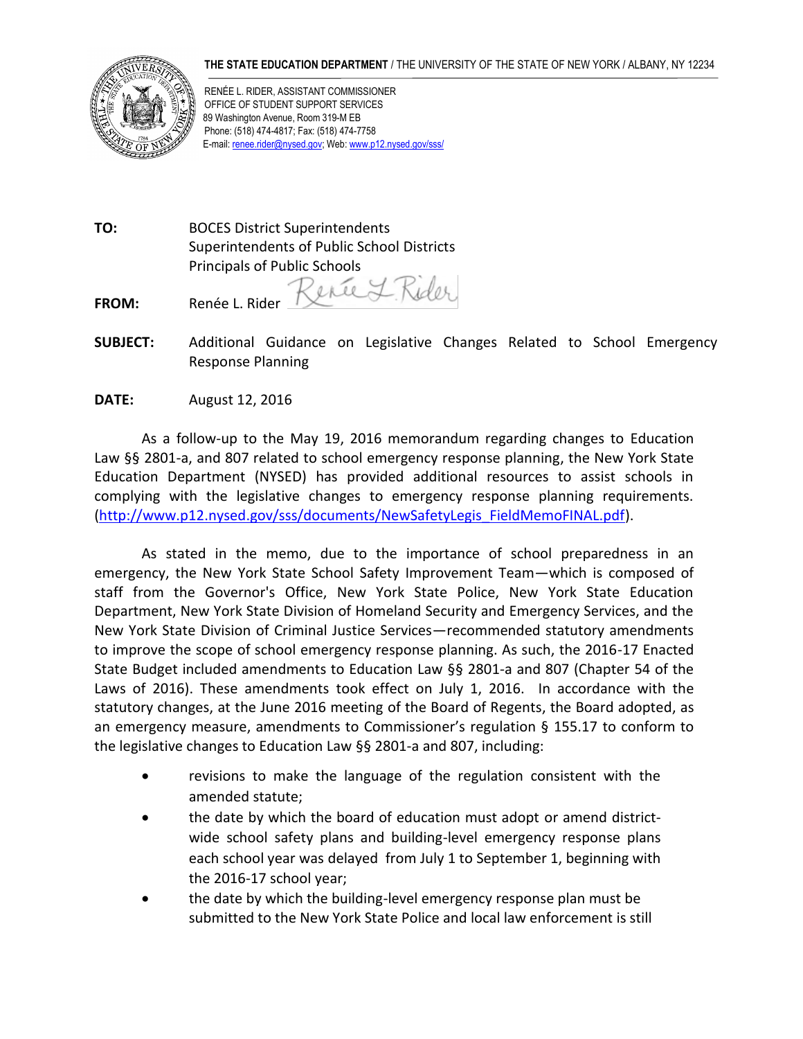**THE STATE EDUCATION DEPARTMENT** / THE UNIVERSITY OF THE STATE OF NEW YORK / ALBANY, NY 12234

RENÉE L. RIDER, ASSISTANT COMMISSIONER
OFFICE OF STUDENT SUPPORT SERVICES
89 Washington Avenue, Room 319-M EB
Phone: (518) 474-4817; Fax: (518) 474-7758
E-mail: renee.rider@nysed.gov; Web: www.p12.nysed.gov/sss/

**TO:** BOCES District Superintendents
Superintendents of Public School Districts
Principals of Public Schools

**FROM:** Renée L. Rider

**SUBJECT:** Additional Guidance on Legislative Changes Related to School Emergency Response Planning

**DATE:** August 12, 2016

As a follow-up to the May 19, 2016 memorandum regarding changes to Education Law §§ 2801-a, and 807 related to school emergency response planning, the New York State Education Department (NYSED) has provided additional resources to assist schools in complying with the legislative changes to emergency response planning requirements. (http://www.p12.nysed.gov/sss/documents/NewSafetyLegis_FieldMemoFINAL.pdf).

As stated in the memo, due to the importance of school preparedness in an emergency, the New York State School Safety Improvement Team—which is composed of staff from the Governor's Office, New York State Police, New York State Education Department, New York State Division of Homeland Security and Emergency Services, and the New York State Division of Criminal Justice Services—recommended statutory amendments to improve the scope of school emergency response planning. As such, the 2016-17 Enacted State Budget included amendments to Education Law §§ 2801-a and 807 (Chapter 54 of the Laws of 2016). These amendments took effect on July 1, 2016. In accordance with the statutory changes, at the June 2016 meeting of the Board of Regents, the Board adopted, as an emergency measure, amendments to Commissioner's regulation § 155.17 to conform to the legislative changes to Education Law §§ 2801-a and 807, including:

- revisions to make the language of the regulation consistent with the amended statute;
- the date by which the board of education must adopt or amend district-wide school safety plans and building-level emergency response plans each school year was delayed from July 1 to September 1, beginning with the 2016-17 school year;
- the date by which the building-level emergency response plan must be submitted to the New York State Police and local law enforcement is still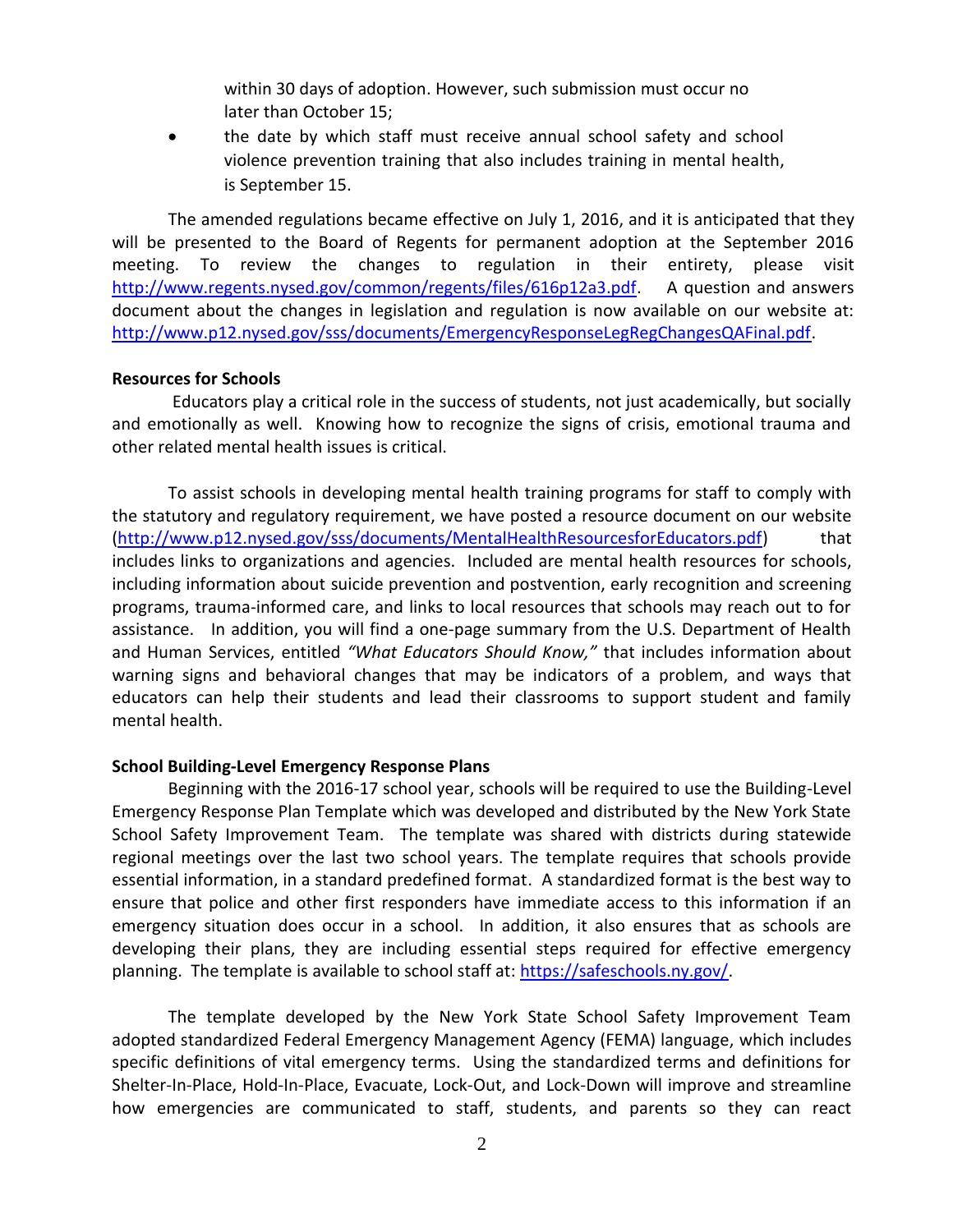within 30 days of adoption. However, such submission must occur no later than October 15;

- the date by which staff must receive annual school safety and school violence prevention training that also includes training in mental health, is September 15.

The amended regulations became effective on July 1, 2016, and it is anticipated that they will be presented to the Board of Regents for permanent adoption at the September 2016 meeting. To review the changes to regulation in their entirety, please visit http://www.regents.nysed.gov/common/regents/files/616p12a3.pdf. A question and answers document about the changes in legislation and regulation is now available on our website at: http://www.p12.nysed.gov/sss/documents/EmergencyResponseLegRegChangesQAFinal.pdf.

**Resources for Schools**

Educators play a critical role in the success of students, not just academically, but socially and emotionally as well. Knowing how to recognize the signs of crisis, emotional trauma and other related mental health issues is critical.

To assist schools in developing mental health training programs for staff to comply with the statutory and regulatory requirement, we have posted a resource document on our website (http://www.p12.nysed.gov/sss/documents/MentalHealthResourcesforEducators.pdf) that includes links to organizations and agencies. Included are mental health resources for schools, including information about suicide prevention and postvention, early recognition and screening programs, trauma-informed care, and links to local resources that schools may reach out to for assistance. In addition, you will find a one-page summary from the U.S. Department of Health and Human Services, entitled *"What Educators Should Know,"* that includes information about warning signs and behavioral changes that may be indicators of a problem, and ways that educators can help their students and lead their classrooms to support student and family mental health.

**School Building-Level Emergency Response Plans**

Beginning with the 2016-17 school year, schools will be required to use the Building-Level Emergency Response Plan Template which was developed and distributed by the New York State School Safety Improvement Team. The template was shared with districts during statewide regional meetings over the last two school years. The template requires that schools provide essential information, in a standard predefined format. A standardized format is the best way to ensure that police and other first responders have immediate access to this information if an emergency situation does occur in a school. In addition, it also ensures that as schools are developing their plans, they are including essential steps required for effective emergency planning. The template is available to school staff at: https://safeschools.ny.gov/.

The template developed by the New York State School Safety Improvement Team adopted standardized Federal Emergency Management Agency (FEMA) language, which includes specific definitions of vital emergency terms. Using the standardized terms and definitions for Shelter-In-Place, Hold-In-Place, Evacuate, Lock-Out, and Lock-Down will improve and streamline how emergencies are communicated to staff, students, and parents so they can react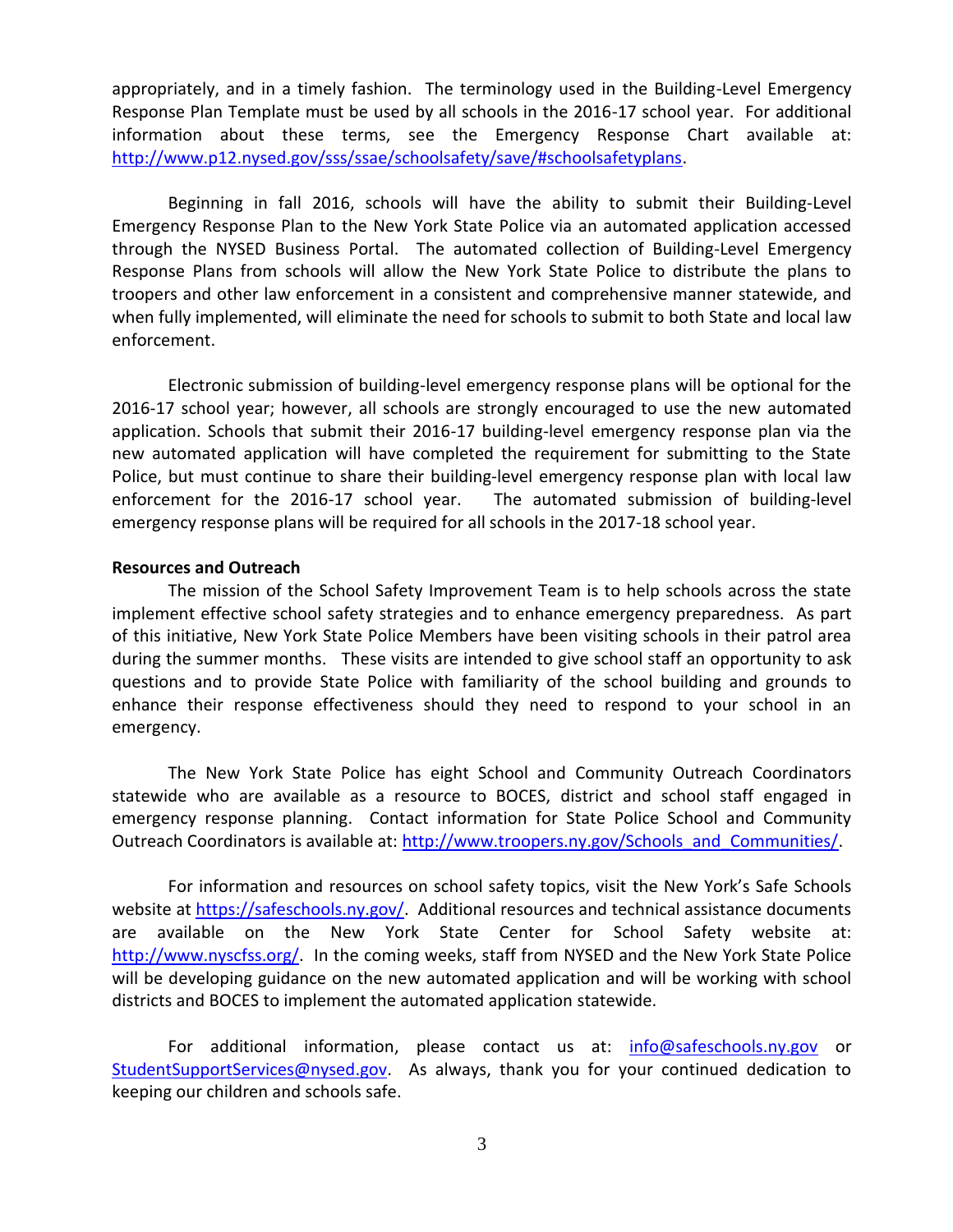appropriately, and in a timely fashion. The terminology used in the Building-Level Emergency Response Plan Template must be used by all schools in the 2016-17 school year. For additional information about these terms, see the Emergency Response Chart available at: [http://www.p12.nysed.gov/sss/ssae/schoolsafety/save/#schoolsafetyplans](http://www.p12.nysed.gov/sss/ssae/schoolsafety/save/#schoolsafetyplans).

Beginning in fall 2016, schools will have the ability to submit their Building-Level Emergency Response Plan to the New York State Police via an automated application accessed through the NYSED Business Portal. The automated collection of Building-Level Emergency Response Plans from schools will allow the New York State Police to distribute the plans to troopers and other law enforcement in a consistent and comprehensive manner statewide, and when fully implemented, will eliminate the need for schools to submit to both State and local law enforcement.

Electronic submission of building-level emergency response plans will be optional for the 2016-17 school year; however, all schools are strongly encouraged to use the new automated application. Schools that submit their 2016-17 building-level emergency response plan via the new automated application will have completed the requirement for submitting to the State Police, but must continue to share their building-level emergency response plan with local law enforcement for the 2016-17 school year. The automated submission of building-level emergency response plans will be required for all schools in the 2017-18 school year.

**Resources and Outreach**

The mission of the School Safety Improvement Team is to help schools across the state implement effective school safety strategies and to enhance emergency preparedness. As part of this initiative, New York State Police Members have been visiting schools in their patrol area during the summer months. These visits are intended to give school staff an opportunity to ask questions and to provide State Police with familiarity of the school building and grounds to enhance their response effectiveness should they need to respond to your school in an emergency.

The New York State Police has eight School and Community Outreach Coordinators statewide who are available as a resource to BOCES, district and school staff engaged in emergency response planning. Contact information for State Police School and Community Outreach Coordinators is available at: [http://www.troopers.ny.gov/Schools_and_Communities/](http://www.troopers.ny.gov/Schools_and_Communities/).

For information and resources on school safety topics, visit the New York's Safe Schools website at [https://safeschools.ny.gov/](https://safeschools.ny.gov/). Additional resources and technical assistance documents are available on the New York State Center for School Safety website at: [http://www.nyscfss.org/](http://www.nyscfss.org/). In the coming weeks, staff from NYSED and the New York State Police will be developing guidance on the new automated application and will be working with school districts and BOCES to implement the automated application statewide.

For additional information, please contact us at: [info@safeschools.ny.gov](mailto:info@safeschools.ny.gov) or [StudentSupportServices@nysed.gov](mailto:StudentSupportServices@nysed.gov). As always, thank you for your continued dedication to keeping our children and schools safe.